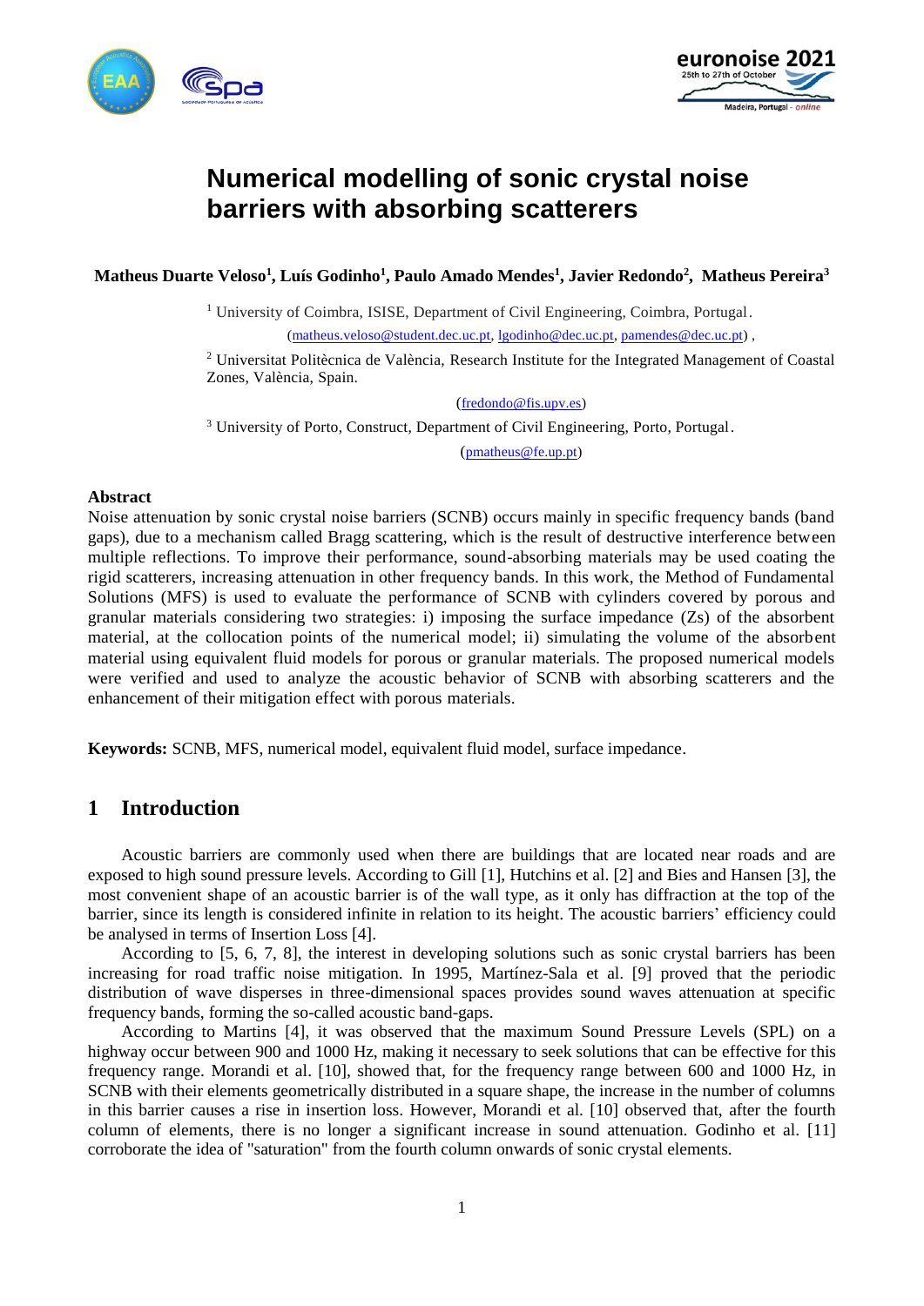# Numerical modelling of sonic crystal noise barriers with absorbing scatterers

**Matheus Duarte Veloso[1], Luís Godinho[1], Paulo Amado Mendes[1], Javier Redondo[2], Matheus Pereira[3]**

[1] University of Coimbra, ISISE, Department of Civil Engineering, Coimbra, Portugal.
(matheus.veloso@student.dec.uc.pt, lgodinho@dec.uc.pt, pamendes@dec.uc.pt) ,

[2] Universitat Politècnica de València, Research Institute for the Integrated Management of Coastal Zones, València, Spain.

(fredondo@fis.upv.es)

[3] University of Porto, Construct, Department of Civil Engineering, Porto, Portugal.

(pmatheus@fe.up.pt)

**Abstract**

Noise attenuation by sonic crystal noise barriers (SCNB) occurs mainly in specific frequency bands (band gaps), due to a mechanism called Bragg scattering, which is the result of destructive interference between multiple reflections. To improve their performance, sound-absorbing materials may be used coating the rigid scatterers, increasing attenuation in other frequency bands. In this work, the Method of Fundamental Solutions (MFS) is used to evaluate the performance of SCNB with cylinders covered by porous and granular materials considering two strategies: i) imposing the surface impedance (Zs) of the absorbent material, at the collocation points of the numerical model; ii) simulating the volume of the absorbent material using equivalent fluid models for porous or granular materials. The proposed numerical models were verified and used to analyze the acoustic behavior of SCNB with absorbing scatterers and the enhancement of their mitigation effect with porous materials.

**Keywords:** SCNB, MFS, numerical model, equivalent fluid model, surface impedance.

## 1 Introduction

Acoustic barriers are commonly used when there are buildings that are located near roads and are exposed to high sound pressure levels. According to Gill [1], Hutchins et al. [2] and Bies and Hansen [3], the most convenient shape of an acoustic barrier is of the wall type, as it only has diffraction at the top of the barrier, since its length is considered infinite in relation to its height. The acoustic barriers' efficiency could be analysed in terms of Insertion Loss [4].

According to [5, 6, 7, 8], the interest in developing solutions such as sonic crystal barriers has been increasing for road traffic noise mitigation. In 1995, Martínez-Sala et al. [9] proved that the periodic distribution of wave disperses in three-dimensional spaces provides sound waves attenuation at specific frequency bands, forming the so-called acoustic band-gaps.

According to Martins [4], it was observed that the maximum Sound Pressure Levels (SPL) on a highway occur between 900 and 1000 Hz, making it necessary to seek solutions that can be effective for this frequency range. Morandi et al. [10], showed that, for the frequency range between 600 and 1000 Hz, in SCNB with their elements geometrically distributed in a square shape, the increase in the number of columns in this barrier causes a rise in insertion loss. However, Morandi et al. [10] observed that, after the fourth column of elements, there is no longer a significant increase in sound attenuation. Godinho et al. [11] corroborate the idea of "saturation" from the fourth column onwards of sonic crystal elements.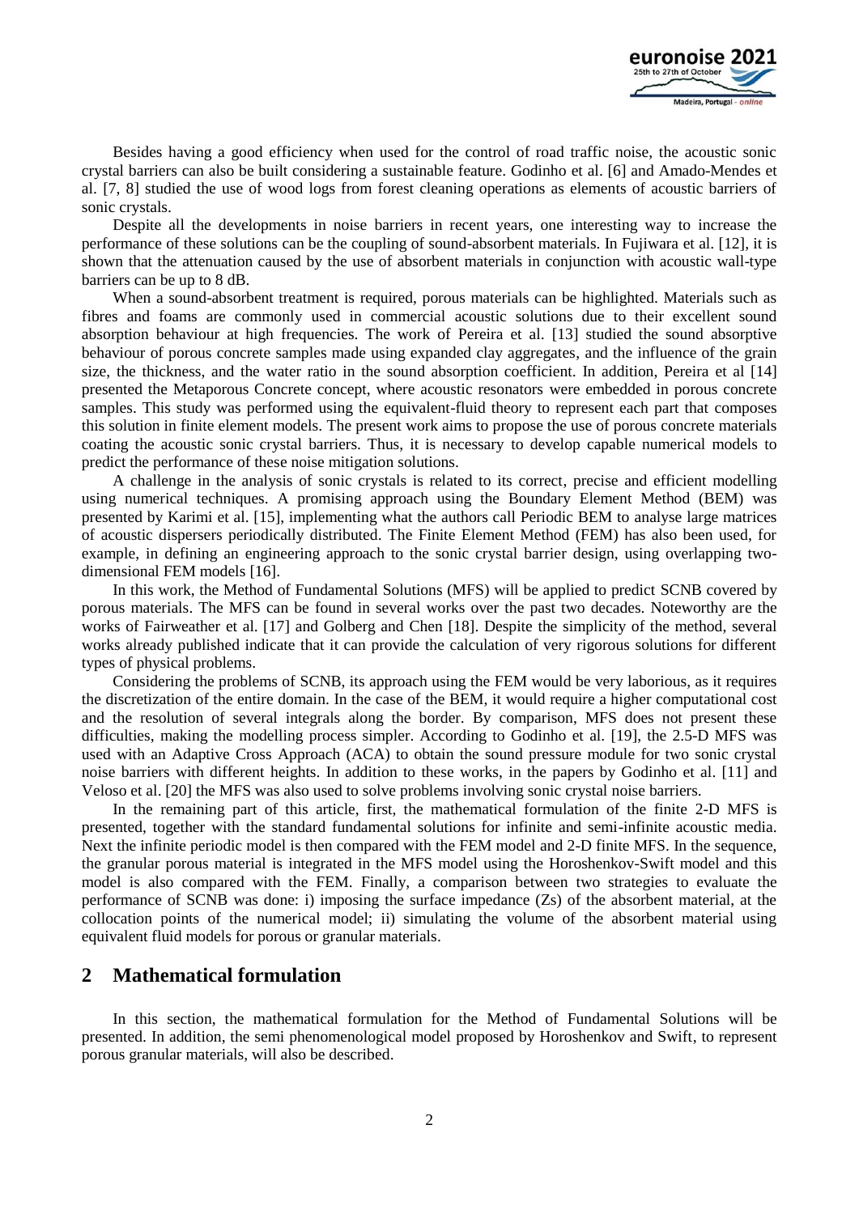Besides having a good efficiency when used for the control of road traffic noise, the acoustic sonic crystal barriers can also be built considering a sustainable feature. Godinho et al. [6] and Amado-Mendes et al. [7, 8] studied the use of wood logs from forest cleaning operations as elements of acoustic barriers of sonic crystals.

Despite all the developments in noise barriers in recent years, one interesting way to increase the performance of these solutions can be the coupling of sound-absorbent materials. In Fujiwara et al. [12], it is shown that the attenuation caused by the use of absorbent materials in conjunction with acoustic wall-type barriers can be up to 8 dB.

When a sound-absorbent treatment is required, porous materials can be highlighted. Materials such as fibres and foams are commonly used in commercial acoustic solutions due to their excellent sound absorption behaviour at high frequencies. The work of Pereira et al. [13] studied the sound absorptive behaviour of porous concrete samples made using expanded clay aggregates, and the influence of the grain size, the thickness, and the water ratio in the sound absorption coefficient. In addition, Pereira et al [14] presented the Metaporous Concrete concept, where acoustic resonators were embedded in porous concrete samples. This study was performed using the equivalent-fluid theory to represent each part that composes this solution in finite element models. The present work aims to propose the use of porous concrete materials coating the acoustic sonic crystal barriers. Thus, it is necessary to develop capable numerical models to predict the performance of these noise mitigation solutions.

A challenge in the analysis of sonic crystals is related to its correct, precise and efficient modelling using numerical techniques. A promising approach using the Boundary Element Method (BEM) was presented by Karimi et al. [15], implementing what the authors call Periodic BEM to analyse large matrices of acoustic dispersers periodically distributed. The Finite Element Method (FEM) has also been used, for example, in defining an engineering approach to the sonic crystal barrier design, using overlapping two-dimensional FEM models [16].

In this work, the Method of Fundamental Solutions (MFS) will be applied to predict SCNB covered by porous materials. The MFS can be found in several works over the past two decades. Noteworthy are the works of Fairweather et al. [17] and Golberg and Chen [18]. Despite the simplicity of the method, several works already published indicate that it can provide the calculation of very rigorous solutions for different types of physical problems.

Considering the problems of SCNB, its approach using the FEM would be very laborious, as it requires the discretization of the entire domain. In the case of the BEM, it would require a higher computational cost and the resolution of several integrals along the border. By comparison, MFS does not present these difficulties, making the modelling process simpler. According to Godinho et al. [19], the 2.5-D MFS was used with an Adaptive Cross Approach (ACA) to obtain the sound pressure module for two sonic crystal noise barriers with different heights. In addition to these works, in the papers by Godinho et al. [11] and Veloso et al. [20] the MFS was also used to solve problems involving sonic crystal noise barriers.

In the remaining part of this article, first, the mathematical formulation of the finite 2-D MFS is presented, together with the standard fundamental solutions for infinite and semi-infinite acoustic media. Next the infinite periodic model is then compared with the FEM model and 2-D finite MFS. In the sequence, the granular porous material is integrated in the MFS model using the Horoshenkov-Swift model and this model is also compared with the FEM. Finally, a comparison between two strategies to evaluate the performance of SCNB was done: i) imposing the surface impedance (Zs) of the absorbent material, at the collocation points of the numerical model; ii) simulating the volume of the absorbent material using equivalent fluid models for porous or granular materials.

## 2 Mathematical formulation

In this section, the mathematical formulation for the Method of Fundamental Solutions will be presented. In addition, the semi phenomenological model proposed by Horoshenkov and Swift, to represent porous granular materials, will also be described.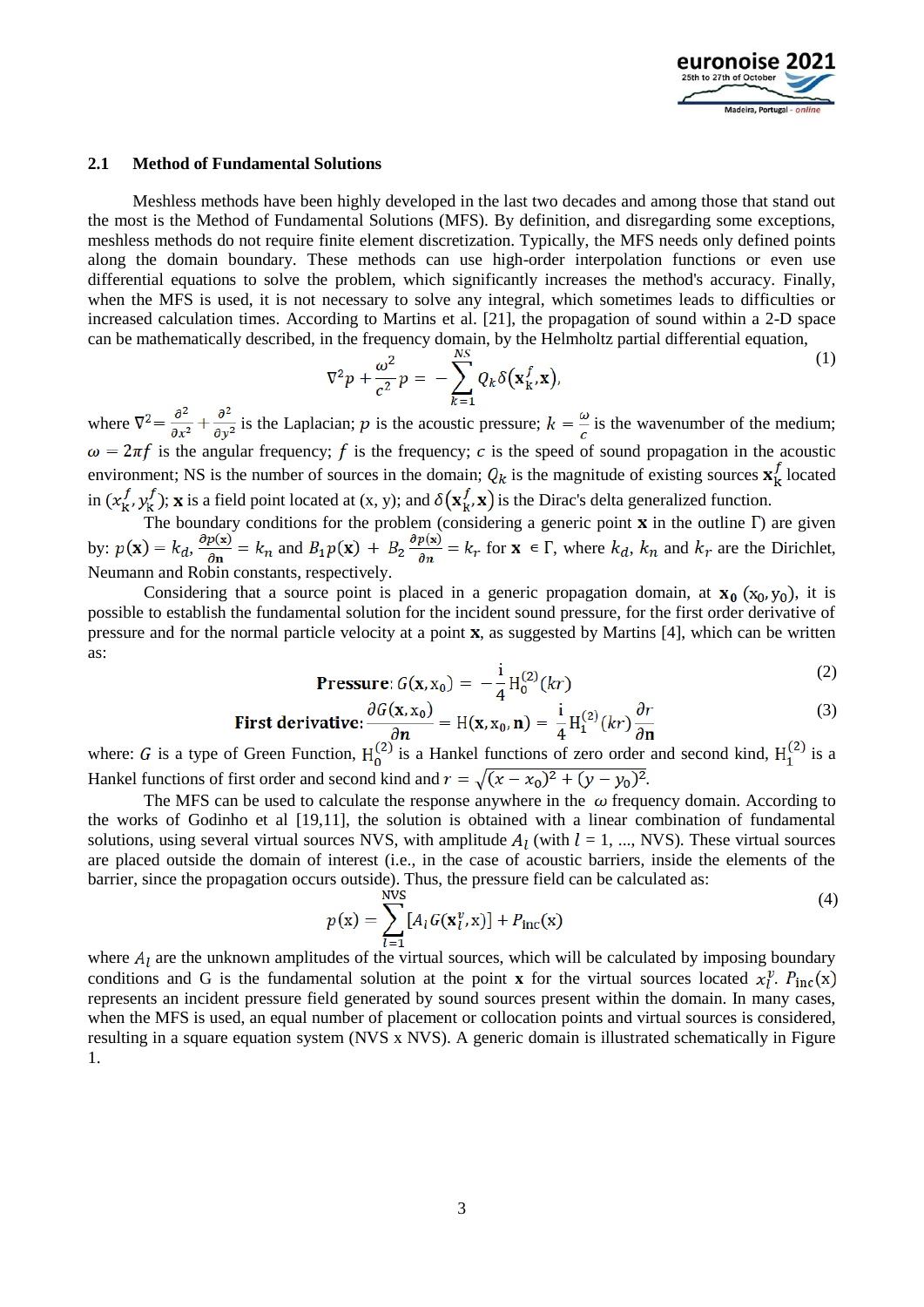## 2.1 Method of Fundamental Solutions

Meshless methods have been highly developed in the last two decades and among those that stand out the most is the Method of Fundamental Solutions (MFS). By definition, and disregarding some exceptions, meshless methods do not require finite element discretization. Typically, the MFS needs only defined points along the domain boundary. These methods can use high-order interpolation functions or even use differential equations to solve the problem, which significantly increases the method's accuracy. Finally, when the MFS is used, it is not necessary to solve any integral, which sometimes leads to difficulties or increased calculation times. According to Martins et al. [21], the propagation of sound within a 2-D space can be mathematically described, in the frequency domain, by the Helmholtz partial differential equation,

$$\nabla^2 p + \frac{\omega^2}{c^2} p = -\sum_{k=1}^{NS} Q_k \delta\left(\mathbf{x}_\mathrm{k}^f, \mathbf{x}\right), \tag{1}$$

where $\nabla^2 = \frac{\partial^2}{\partial x^2} + \frac{\partial^2}{\partial y^2}$ is the Laplacian; $p$ is the acoustic pressure; $k = \frac{\omega}{c}$ is the wavenumber of the medium; $\omega = 2\pi f$ is the angular frequency; $f$ is the frequency; $c$ is the speed of sound propagation in the acoustic environment; NS is the number of sources in the domain; $Q_k$ is the magnitude of existing sources $\mathbf{x}_\mathrm{k}^f$ located in $(x_\mathrm{k}^f, y_\mathrm{k}^f)$; $\mathbf{x}$ is a field point located at (x, y); and $\delta\left(\mathbf{x}_\mathrm{k}^f, \mathbf{x}\right)$ is the Dirac's delta generalized function.

The boundary conditions for the problem (considering a generic point $\mathbf{x}$ in the outline $\Gamma$) are given by: $p(\mathbf{x}) = k_d$, $\frac{\partial p(\mathbf{x})}{\partial \mathbf{n}} = k_n$ and $B_1 p(\mathbf{x}) + B_2 \frac{\partial p(\mathbf{x})}{\partial n} = k_r$ for $\mathbf{x} \in \Gamma$, where $k_d$, $k_n$ and $k_r$ are the Dirichlet, Neumann and Robin constants, respectively.

Considering that a source point is placed in a generic propagation domain, at $\mathbf{x_0}$ $(\mathrm{x}_0, \mathrm{y}_0)$, it is possible to establish the fundamental solution for the incident sound pressure, for the first order derivative of pressure and for the normal particle velocity at a point $\mathbf{x}$, as suggested by Martins [4], which can be written as:

$$\textbf{Pressure}: G(\mathbf{x}, \mathrm{x}_0) = -\frac{\mathrm{i}}{4} \mathrm{H}_0^{(2)}(kr) \tag{2}$$

$$\textbf{First derivative}: \frac{\partial G(\mathbf{x}, \mathrm{x}_0)}{\partial n} = \mathrm{H}(\mathbf{x}, \mathrm{x}_0, \mathbf{n}) = \frac{\mathrm{i}}{4} \mathrm{H}_1^{(2)}(kr) \frac{\partial r}{\partial \mathbf{n}} \tag{3}$$

where: $G$ is a type of Green Function, $\mathrm{H}_0^{(2)}$ is a Hankel functions of zero order and second kind, $\mathrm{H}_1^{(2)}$ is a Hankel functions of first order and second kind and $r = \sqrt{(x - x_0)^2 + (y - y_0)^2}$.

The MFS can be used to calculate the response anywhere in the $\omega$ frequency domain. According to the works of Godinho et al [19,11], the solution is obtained with a linear combination of fundamental solutions, using several virtual sources NVS, with amplitude $A_l$ (with $l$ = 1, ..., NVS). These virtual sources are placed outside the domain of interest (i.e., in the case of acoustic barriers, inside the elements of the barrier, since the propagation occurs outside). Thus, the pressure field can be calculated as:

$$p(\mathrm{x}) = \sum_{l=1}^{\mathrm{NVS}} \left[A_l G(\mathbf{x}_l^v, \mathrm{x})\right] + P_{\mathrm{inc}}(\mathrm{x}) \tag{4}$$

where $A_l$ are the unknown amplitudes of the virtual sources, which will be calculated by imposing boundary conditions and G is the fundamental solution at the point $\mathbf{x}$ for the virtual sources located $x_l^v$. $P_{\mathrm{inc}}(\mathrm{x})$ represents an incident pressure field generated by sound sources present within the domain. In many cases, when the MFS is used, an equal number of placement or collocation points and virtual sources is considered, resulting in a square equation system (NVS x NVS). A generic domain is illustrated schematically in Figure 1.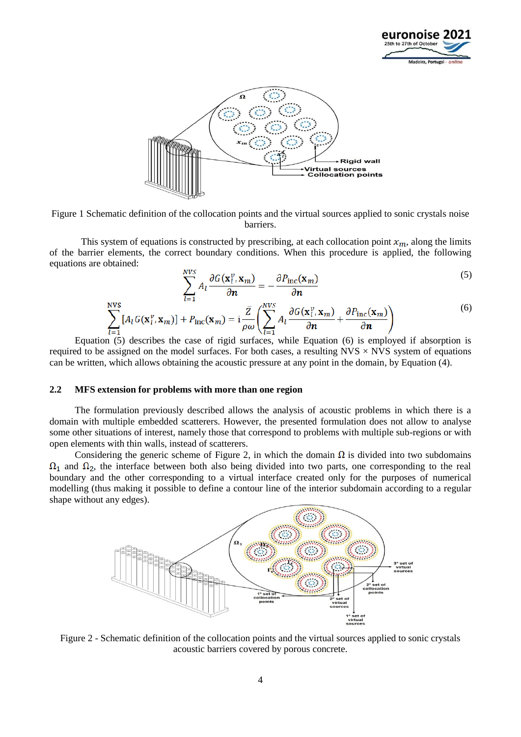Figure 1 Schematic definition of the collocation points and the virtual sources applied to sonic crystals noise barriers.

This system of equations is constructed by prescribing, at each collocation point $x_m$, along the limits of the barrier elements, the correct boundary conditions. When this procedure is applied, the following equations are obtained:

$$\sum_{l=1}^{NVS} A_l \frac{\partial G(\mathbf{x}_l^v, \mathbf{x}_m)}{\partial \boldsymbol{n}} = -\frac{\partial P_{\mathrm{inc}}(\mathbf{x}_m)}{\partial \boldsymbol{n}} \tag{5}$$

$$\sum_{l=1}^{\mathrm{NVS}} [A_l G(\mathbf{x}_l^v, \mathbf{x}_m)] + P_{\mathrm{inc}}(\mathbf{x}_m) = \mathrm{i}\frac{\bar{Z}}{\rho\omega}\left(\sum_{l=1}^{NVS} A_l \frac{\partial G(\mathbf{x}_l^v, \mathbf{x}_m)}{\partial \boldsymbol{n}} + \frac{\partial P_{\mathrm{inc}}(\mathbf{x}_m)}{\partial \boldsymbol{n}}\right) \tag{6}$$

Equation (5) describes the case of rigid surfaces, while Equation (6) is employed if absorption is required to be assigned on the model surfaces. For both cases, a resulting NVS × NVS system of equations can be written, which allows obtaining the acoustic pressure at any point in the domain, by Equation (4).

### 2.2 MFS extension for problems with more than one region

The formulation previously described allows the analysis of acoustic problems in which there is a domain with multiple embedded scatterers. However, the presented formulation does not allow to analyse some other situations of interest, namely those that correspond to problems with multiple sub-regions or with open elements with thin walls, instead of scatterers.

Considering the generic scheme of Figure 2, in which the domain $\Omega$ is divided into two subdomains $\Omega_1$ and $\Omega_2$, the interface between both also being divided into two parts, one corresponding to the real boundary and the other corresponding to a virtual interface created only for the purposes of numerical modelling (thus making it possible to define a contour line of the interior subdomain according to a regular shape without any edges).

Figure 2 - Schematic definition of the collocation points and the virtual sources applied to sonic crystals acoustic barriers covered by porous concrete.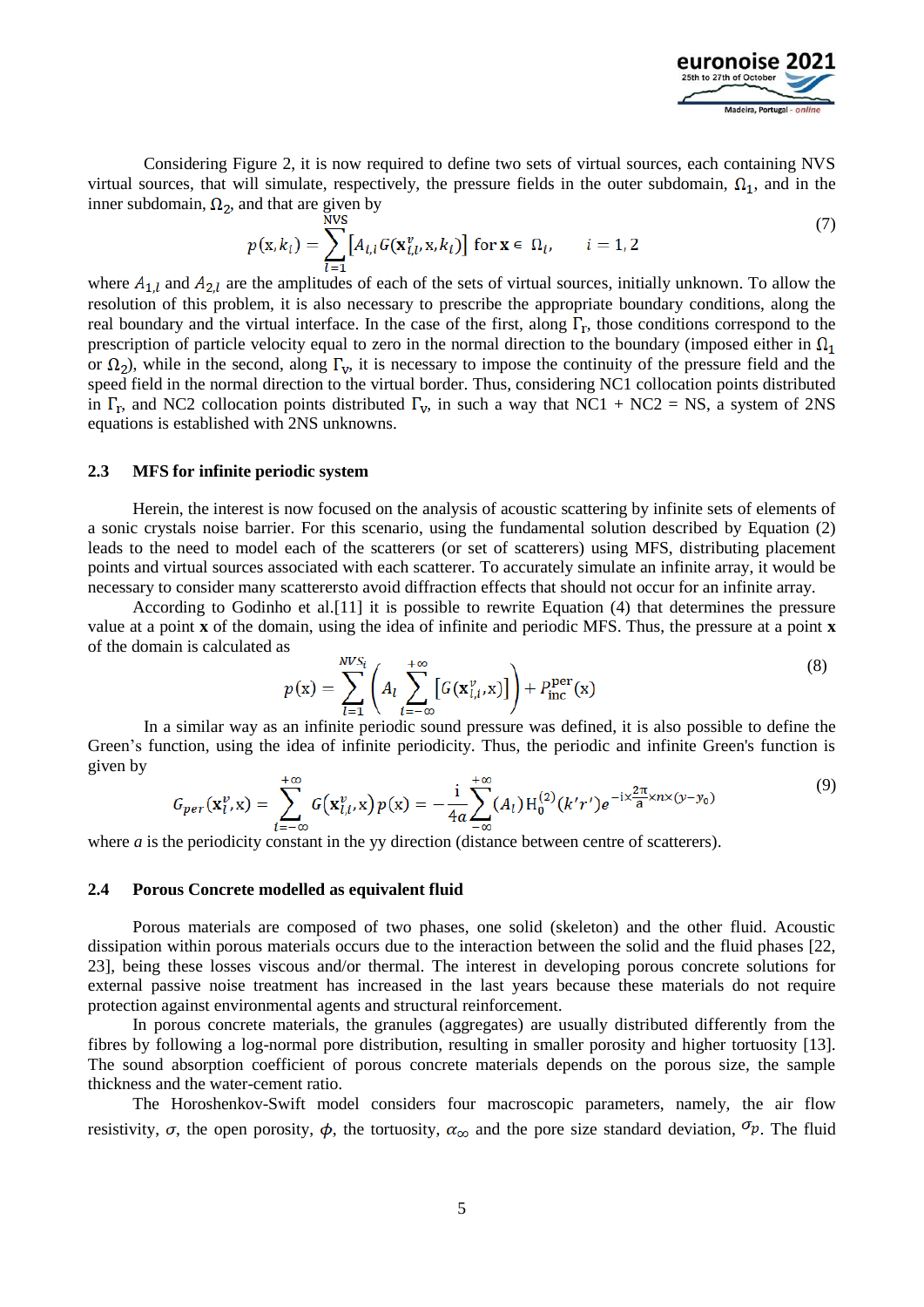Considering Figure 2, it is now required to define two sets of virtual sources, each containing NVS virtual sources, that will simulate, respectively, the pressure fields in the outer subdomain, $\Omega_1$, and in the inner subdomain, $\Omega_2$, and that are given by

$$p(\mathrm{x}, k_i) = \sum_{l=1}^{\mathrm{NVS}} \left[ A_{l,i}\, G(\mathbf{x}_{i,l}^{v}, \mathrm{x}, k_i) \right] \text{ for } \mathbf{x} \in \Omega_i, \qquad i = 1, 2 \tag{7}$$

where $A_{1,l}$ and $A_{2,l}$ are the amplitudes of each of the sets of virtual sources, initially unknown. To allow the resolution of this problem, it is also necessary to prescribe the appropriate boundary conditions, along the real boundary and the virtual interface. In the case of the first, along $\Gamma_r$, those conditions correspond to the prescription of particle velocity equal to zero in the normal direction to the boundary (imposed either in $\Omega_1$ or $\Omega_2$), while in the second, along $\Gamma_v$, it is necessary to impose the continuity of the pressure field and the speed field in the normal direction to the virtual border. Thus, considering NC1 collocation points distributed in $\Gamma_r$, and NC2 collocation points distributed $\Gamma_v$, in such a way that NC1 + NC2 = NS, a system of 2NS equations is established with 2NS unknowns.

### 2.3 MFS for infinite periodic system

Herein, the interest is now focused on the analysis of acoustic scattering by infinite sets of elements of a sonic crystals noise barrier. For this scenario, using the fundamental solution described by Equation (2) leads to the need to model each of the scatterers (or set of scatterers) using MFS, distributing placement points and virtual sources associated with each scatterer. To accurately simulate an infinite array, it would be necessary to consider many scatterersto avoid diffraction effects that should not occur for an infinite array.

According to Godinho et al.[11] it is possible to rewrite Equation (4) that determines the pressure value at a point **x** of the domain, using the idea of infinite and periodic MFS. Thus, the pressure at a point **x** of the domain is calculated as

$$p(\mathrm{x}) = \sum_{l=1}^{NVS_i} \left( A_l \sum_{i=-\infty}^{+\infty} \left[ G(\mathbf{x}_{l,i}^{v}, \mathrm{x}) \right] \right) + P_{\mathrm{inc}}^{\mathrm{per}}(\mathrm{x}) \tag{8}$$

In a similar way as an infinite periodic sound pressure was defined, it is also possible to define the Green's function, using the idea of infinite periodicity. Thus, the periodic and infinite Green's function is given by

$$G_{per}(\mathbf{x}_l^{v}, \mathrm{x}) = \sum_{l=-\infty}^{+\infty} G(\mathbf{x}_{l,i}^{v}, \mathrm{x})\, p(\mathrm{x}) = -\frac{\mathrm{i}}{4a} \sum_{-\infty}^{+\infty} (A_l)\, \mathrm{H}_0^{(2)}(k' r')\, e^{-\mathrm{i} \times \frac{2\pi}{a} \times n \times (y - y_0)} \tag{9}$$

where $a$ is the periodicity constant in the yy direction (distance between centre of scatterers).

### 2.4 Porous Concrete modelled as equivalent fluid

Porous materials are composed of two phases, one solid (skeleton) and the other fluid. Acoustic dissipation within porous materials occurs due to the interaction between the solid and the fluid phases [22, 23], being these losses viscous and/or thermal. The interest in developing porous concrete solutions for external passive noise treatment has increased in the last years because these materials do not require protection against environmental agents and structural reinforcement.

In porous concrete materials, the granules (aggregates) are usually distributed differently from the fibres by following a log-normal pore distribution, resulting in smaller porosity and higher tortuosity [13]. The sound absorption coefficient of porous concrete materials depends on the porous size, the sample thickness and the water-cement ratio.

The Horoshenkov-Swift model considers four macroscopic parameters, namely, the air flow resistivity, $\sigma$, the open porosity, $\phi$, the tortuosity, $\alpha_\infty$ and the pore size standard deviation, $\sigma_p$. The fluid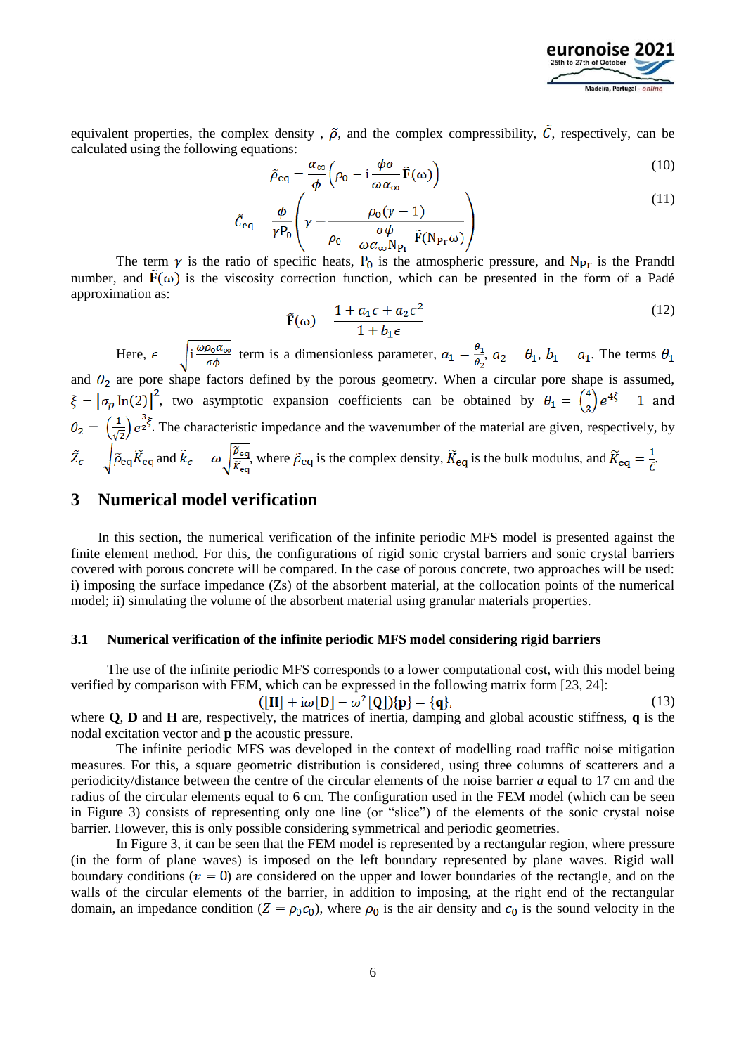equivalent properties, the complex density , $\tilde{\rho}$, and the complex compressibility, $\tilde{C}$, respectively, can be calculated using the following equations:

$$\tilde{\rho}_{\mathrm{eq}} = \frac{\alpha_\infty}{\phi}\left(\rho_0 - \mathrm{i}\frac{\phi\sigma}{\omega\alpha_\infty}\tilde{\mathrm{F}}(\omega)\right) \tag{10}$$

$$\tilde{C}_{\mathrm{eq}} = \frac{\phi}{\gamma \mathrm{P}_0}\left(\gamma - \frac{\rho_0(\gamma-1)}{\rho_0 - \frac{\sigma\phi}{\omega\alpha_\infty \mathrm{N}_{\mathrm{Pr}}}\tilde{\mathrm{F}}(\mathrm{N}_{\mathrm{Pr}}\omega)}\right) \tag{11}$$

The term $\gamma$ is the ratio of specific heats, $\mathrm{P}_0$ is the atmospheric pressure, and $\mathrm{N}_{\mathrm{Pr}}$ is the Prandtl number, and $\tilde{\mathrm{F}}(\omega)$ is the viscosity correction function, which can be presented in the form of a Padé approximation as:

$$\tilde{\mathrm{F}}(\omega) = \frac{1 + a_1\epsilon + a_2\epsilon^2}{1 + b_1\epsilon} \tag{12}$$

Here, $\epsilon = \sqrt{\mathrm{i}\frac{\omega\rho_0\alpha_\infty}{\sigma\phi}}$ term is a dimensionless parameter, $a_1 = \frac{\theta_1}{\theta_2}$, $a_2 = \theta_1$, $b_1 = a_1$. The terms $\theta_1$ and $\theta_2$ are pore shape factors defined by the porous geometry. When a circular pore shape is assumed, $\xi = [\sigma_p \ln(2)]^2$, two asymptotic expansion coefficients can be obtained by $\theta_1 = \left(\frac{4}{3}\right)e^{4\xi} - 1$ and $\theta_2 = \left(\frac{1}{\sqrt{2}}\right)e^{\frac{3}{2}\xi}$. The characteristic impedance and the wavenumber of the material are given, respectively, by $\tilde{Z}_c = \sqrt{\tilde{\rho}_{\mathrm{eq}}\tilde{K}_{\mathrm{eq}}}$ and $\tilde{k}_c = \omega\sqrt{\frac{\tilde{\rho}_{\mathrm{eq}}}{\tilde{K}_{\mathrm{eq}}}}$, where $\tilde{\rho}_{\mathrm{eq}}$ is the complex density, $\tilde{K}_{\mathrm{eq}}$ is the bulk modulus, and $\tilde{K}_{\mathrm{eq}} = \frac{1}{\tilde{C}}$.

# 3 Numerical model verification

In this section, the numerical verification of the infinite periodic MFS model is presented against the finite element method. For this, the configurations of rigid sonic crystal barriers and sonic crystal barriers covered with porous concrete will be compared. In the case of porous concrete, two approaches will be used: i) imposing the surface impedance (Zs) of the absorbent material, at the collocation points of the numerical model; ii) simulating the volume of the absorbent material using granular materials properties.

## 3.1 Numerical verification of the infinite periodic MFS model considering rigid barriers

The use of the infinite periodic MFS corresponds to a lower computational cost, with this model being verified by comparison with FEM, which can be expressed in the following matrix form [23, 24]:

$$([\mathbf{H}] + \mathrm{i}\omega[\mathrm{D}] - \omega^2[\mathrm{Q}])\{\mathrm{p}\} = \{\mathbf{q}\}, \tag{13}$$

where **Q**, **D** and **H** are, respectively, the matrices of inertia, damping and global acoustic stiffness, **q** is the nodal excitation vector and **p** the acoustic pressure.

The infinite periodic MFS was developed in the context of modelling road traffic noise mitigation measures. For this, a square geometric distribution is considered, using three columns of scatterers and a periodicity/distance between the centre of the circular elements of the noise barrier $a$ equal to 17 cm and the radius of the circular elements equal to 6 cm. The configuration used in the FEM model (which can be seen in Figure 3) consists of representing only one line (or "slice") of the elements of the sonic crystal noise barrier. However, this is only possible considering symmetrical and periodic geometries.

In Figure 3, it can be seen that the FEM model is represented by a rectangular region, where pressure (in the form of plane waves) is imposed on the left boundary represented by plane waves. Rigid wall boundary conditions ($v = 0$) are considered on the upper and lower boundaries of the rectangle, and on the walls of the circular elements of the barrier, in addition to imposing, at the right end of the rectangular domain, an impedance condition ($Z = \rho_0 c_0$), where $\rho_0$ is the air density and $c_0$ is the sound velocity in the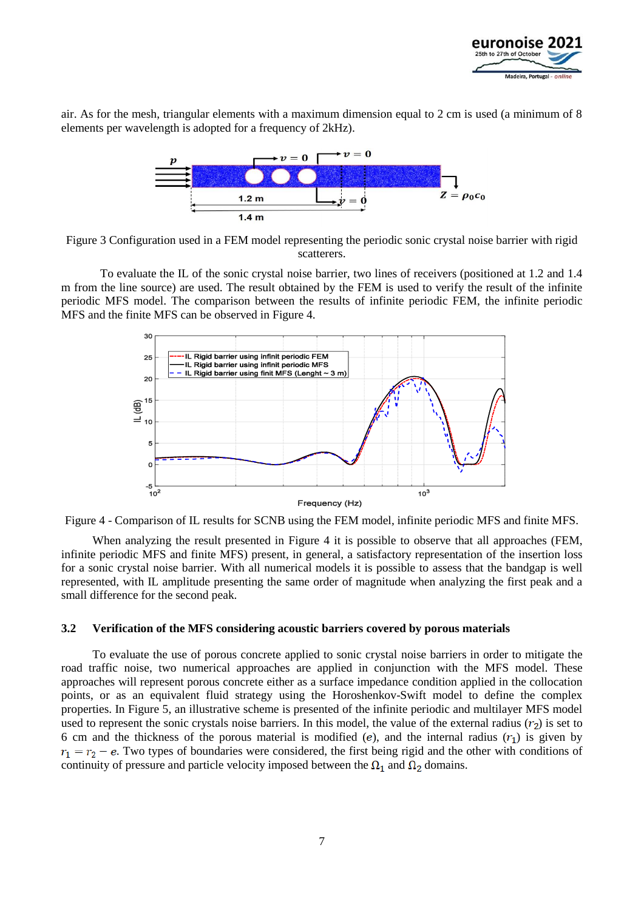air. As for the mesh, triangular elements with a maximum dimension equal to 2 cm is used (a minimum of 8 elements per wavelength is adopted for a frequency of 2kHz).

Figure 3 Configuration used in a FEM model representing the periodic sonic crystal noise barrier with rigid scatterers.

To evaluate the IL of the sonic crystal noise barrier, two lines of receivers (positioned at 1.2 and 1.4 m from the line source) are used. The result obtained by the FEM is used to verify the result of the infinite periodic MFS model. The comparison between the results of infinite periodic FEM, the infinite periodic MFS and the finite MFS can be observed in Figure 4.

Figure 4 - Comparison of IL results for SCNB using the FEM model, infinite periodic MFS and finite MFS.

When analyzing the result presented in Figure 4 it is possible to observe that all approaches (FEM, infinite periodic MFS and finite MFS) present, in general, a satisfactory representation of the insertion loss for a sonic crystal noise barrier. With all numerical models it is possible to assess that the bandgap is well represented, with IL amplitude presenting the same order of magnitude when analyzing the first peak and a small difference for the second peak.

### 3.2 Verification of the MFS considering acoustic barriers covered by porous materials

To evaluate the use of porous concrete applied to sonic crystal noise barriers in order to mitigate the road traffic noise, two numerical approaches are applied in conjunction with the MFS model. These approaches will represent porous concrete either as a surface impedance condition applied in the collocation points, or as an equivalent fluid strategy using the Horoshenkov-Swift model to define the complex properties. In Figure 5, an illustrative scheme is presented of the infinite periodic and multilayer MFS model used to represent the sonic crystals noise barriers. In this model, the value of the external radius ($r_2$) is set to 6 cm and the thickness of the porous material is modified ($e$), and the internal radius ($r_1$) is given by $r_1 = r_2 - e$. Two types of boundaries were considered, the first being rigid and the other with conditions of continuity of pressure and particle velocity imposed between the $\Omega_1$ and $\Omega_2$ domains.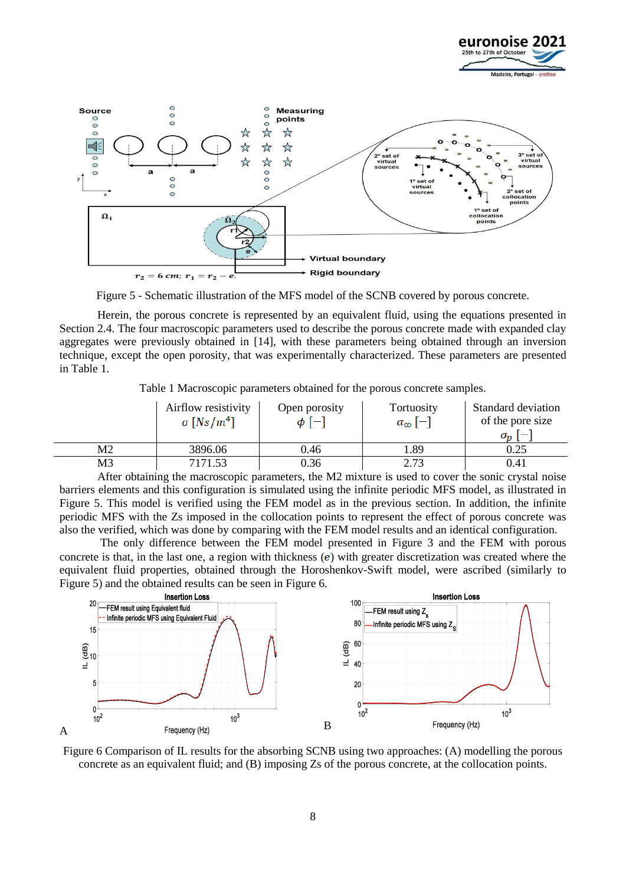Figure 5 - Schematic illustration of the MFS model of the SCNB covered by porous concrete.

Herein, the porous concrete is represented by an equivalent fluid, using the equations presented in Section 2.4. The four macroscopic parameters used to describe the porous concrete made with expanded clay aggregates were previously obtained in [14], with these parameters being obtained through an inversion technique, except the open porosity, that was experimentally characterized. These parameters are presented in Table 1.

Table 1 Macroscopic parameters obtained for the porous concrete samples.

| | Airflow resistivity $\sigma$ $[Ns/m^4]$ | Open porosity $\phi$ $[-]$ | Tortuosity $\alpha_\infty$ $[-]$ | Standard deviation of the pore size $\sigma_p$ $[-]$ |
|---|---|---|---|---|
| M2 | 3896.06 | 0.46 | 1.89 | 0.25 |
| M3 | 7171.53 | 0.36 | 2.73 | 0.41 |

After obtaining the macroscopic parameters, the M2 mixture is used to cover the sonic crystal noise barriers elements and this configuration is simulated using the infinite periodic MFS model, as illustrated in Figure 5. This model is verified using the FEM model as in the previous section. In addition, the infinite periodic MFS with the Zs imposed in the collocation points to represent the effect of porous concrete was also the verified, which was done by comparing with the FEM model results and an identical configuration.

The only difference between the FEM model presented in Figure 3 and the FEM with porous concrete is that, in the last one, a region with thickness ($e$) with greater discretization was created where the equivalent fluid properties, obtained through the Horoshenkov-Swift model, were ascribed (similarly to Figure 5) and the obtained results can be seen in Figure 6.

Figure 6 Comparison of IL results for the absorbing SCNB using two approaches: (A) modelling the porous concrete as an equivalent fluid; and (B) imposing Zs of the porous concrete, at the collocation points.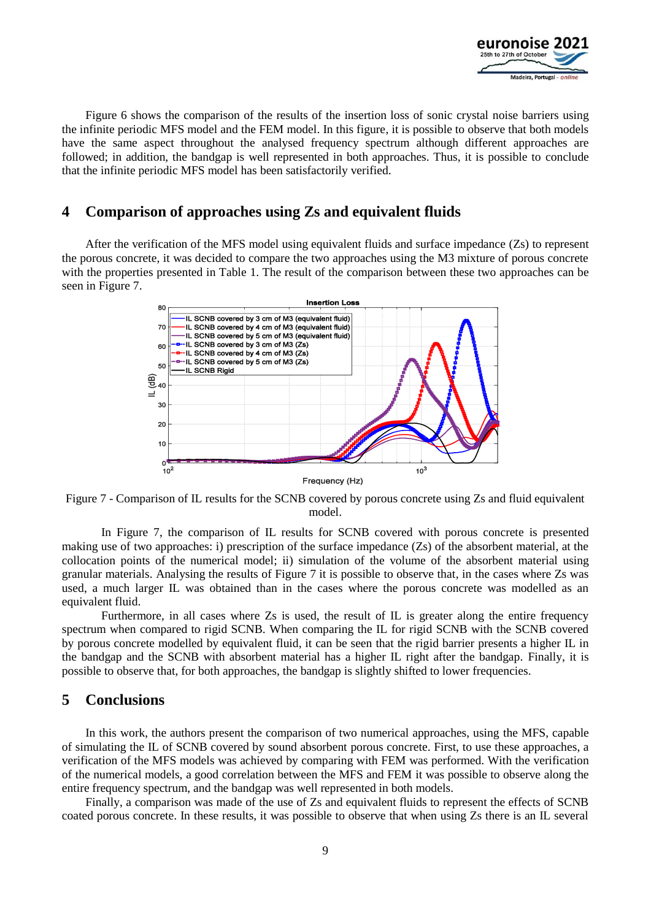Figure 6 shows the comparison of the results of the insertion loss of sonic crystal noise barriers using the infinite periodic MFS model and the FEM model. In this figure, it is possible to observe that both models have the same aspect throughout the analysed frequency spectrum although different approaches are followed; in addition, the bandgap is well represented in both approaches. Thus, it is possible to conclude that the infinite periodic MFS model has been satisfactorily verified.

## 4 Comparison of approaches using Zs and equivalent fluids

After the verification of the MFS model using equivalent fluids and surface impedance (Zs) to represent the porous concrete, it was decided to compare the two approaches using the M3 mixture of porous concrete with the properties presented in Table 1. The result of the comparison between these two approaches can be seen in Figure 7.

Figure 7 - Comparison of IL results for the SCNB covered by porous concrete using Zs and fluid equivalent model.

In Figure 7, the comparison of IL results for SCNB covered with porous concrete is presented making use of two approaches: i) prescription of the surface impedance (Zs) of the absorbent material, at the collocation points of the numerical model; ii) simulation of the volume of the absorbent material using granular materials. Analysing the results of Figure 7 it is possible to observe that, in the cases where Zs was used, a much larger IL was obtained than in the cases where the porous concrete was modelled as an equivalent fluid.

Furthermore, in all cases where Zs is used, the result of IL is greater along the entire frequency spectrum when compared to rigid SCNB. When comparing the IL for rigid SCNB with the SCNB covered by porous concrete modelled by equivalent fluid, it can be seen that the rigid barrier presents a higher IL in the bandgap and the SCNB with absorbent material has a higher IL right after the bandgap. Finally, it is possible to observe that, for both approaches, the bandgap is slightly shifted to lower frequencies.

## 5 Conclusions

In this work, the authors present the comparison of two numerical approaches, using the MFS, capable of simulating the IL of SCNB covered by sound absorbent porous concrete. First, to use these approaches, a verification of the MFS models was achieved by comparing with FEM was performed. With the verification of the numerical models, a good correlation between the MFS and FEM it was possible to observe along the entire frequency spectrum, and the bandgap was well represented in both models.

Finally, a comparison was made of the use of Zs and equivalent fluids to represent the effects of SCNB coated porous concrete. In these results, it was possible to observe that when using Zs there is an IL several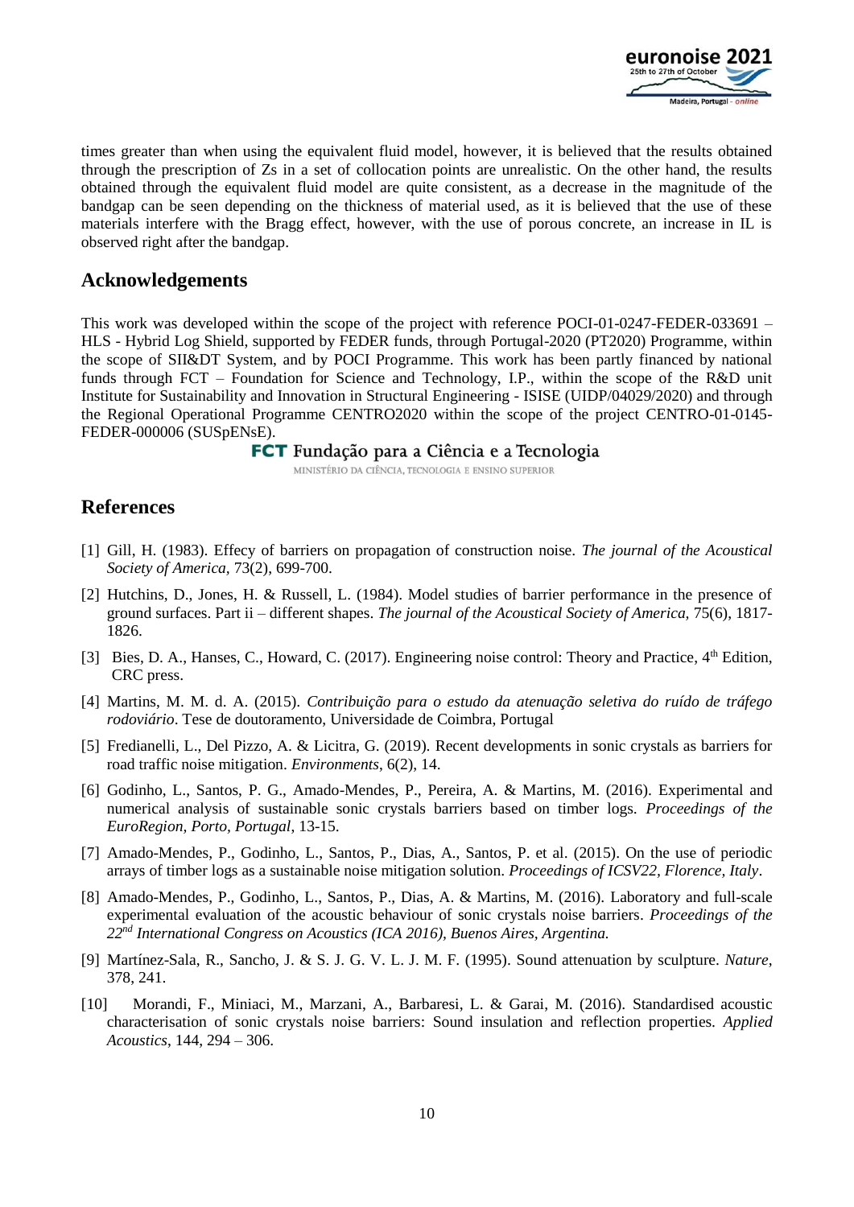times greater than when using the equivalent fluid model, however, it is believed that the results obtained through the prescription of Zs in a set of collocation points are unrealistic. On the other hand, the results obtained through the equivalent fluid model are quite consistent, as a decrease in the magnitude of the bandgap can be seen depending on the thickness of material used, as it is believed that the use of these materials interfere with the Bragg effect, however, with the use of porous concrete, an increase in IL is observed right after the bandgap.

## Acknowledgements

This work was developed within the scope of the project with reference POCI-01-0247-FEDER-033691 – HLS - Hybrid Log Shield, supported by FEDER funds, through Portugal-2020 (PT2020) Programme, within the scope of SII&DT System, and by POCI Programme. This work has been partly financed by national funds through FCT – Foundation for Science and Technology, I.P., within the scope of the R&D unit Institute for Sustainability and Innovation in Structural Engineering - ISISE (UIDP/04029/2020) and through the Regional Operational Programme CENTRO2020 within the scope of the project CENTRO-01-0145-FEDER-000006 (SUSpENsE).

**FCT** Fundação para a Ciência e a Tecnologia
MINISTÉRIO DA CIÊNCIA, TECNOLOGIA E ENSINO SUPERIOR

## References

[1] Gill, H. (1983). Effecy of barriers on propagation of construction noise. *The journal of the Acoustical Society of America*, 73(2), 699-700.

[2] Hutchins, D., Jones, H. & Russell, L. (1984). Model studies of barrier performance in the presence of ground surfaces. Part ii – different shapes. *The journal of the Acoustical Society of America*, 75(6), 1817-1826.

[3] Bies, D. A., Hanses, C., Howard, C. (2017). Engineering noise control: Theory and Practice, 4th Edition, CRC press.

[4] Martins, M. M. d. A. (2015). *Contribuição para o estudo da atenuação seletiva do ruído de tráfego rodoviário*. Tese de doutoramento, Universidade de Coimbra, Portugal

[5] Fredianelli, L., Del Pizzo, A. & Licitra, G. (2019). Recent developments in sonic crystals as barriers for road traffic noise mitigation. *Environments*, 6(2), 14.

[6] Godinho, L., Santos, P. G., Amado-Mendes, P., Pereira, A. & Martins, M. (2016). Experimental and numerical analysis of sustainable sonic crystals barriers based on timber logs. *Proceedings of the EuroRegion, Porto, Portugal*, 13-15.

[7] Amado-Mendes, P., Godinho, L., Santos, P., Dias, A., Santos, P. et al. (2015). On the use of periodic arrays of timber logs as a sustainable noise mitigation solution. *Proceedings of ICSV22, Florence, Italy*.

[8] Amado-Mendes, P., Godinho, L., Santos, P., Dias, A. & Martins, M. (2016). Laboratory and full-scale experimental evaluation of the acoustic behaviour of sonic crystals noise barriers. *Proceedings of the 22nd International Congress on Acoustics (ICA 2016), Buenos Aires, Argentina.*

[9] Martínez-Sala, R., Sancho, J. & S. J. G. V. L. J. M. F. (1995). Sound attenuation by sculpture. *Nature*, 378, 241.

[10] Morandi, F., Miniaci, M., Marzani, A., Barbaresi, L. & Garai, M. (2016). Standardised acoustic characterisation of sonic crystals noise barriers: Sound insulation and reflection properties. *Applied Acoustics*, 144, 294 – 306.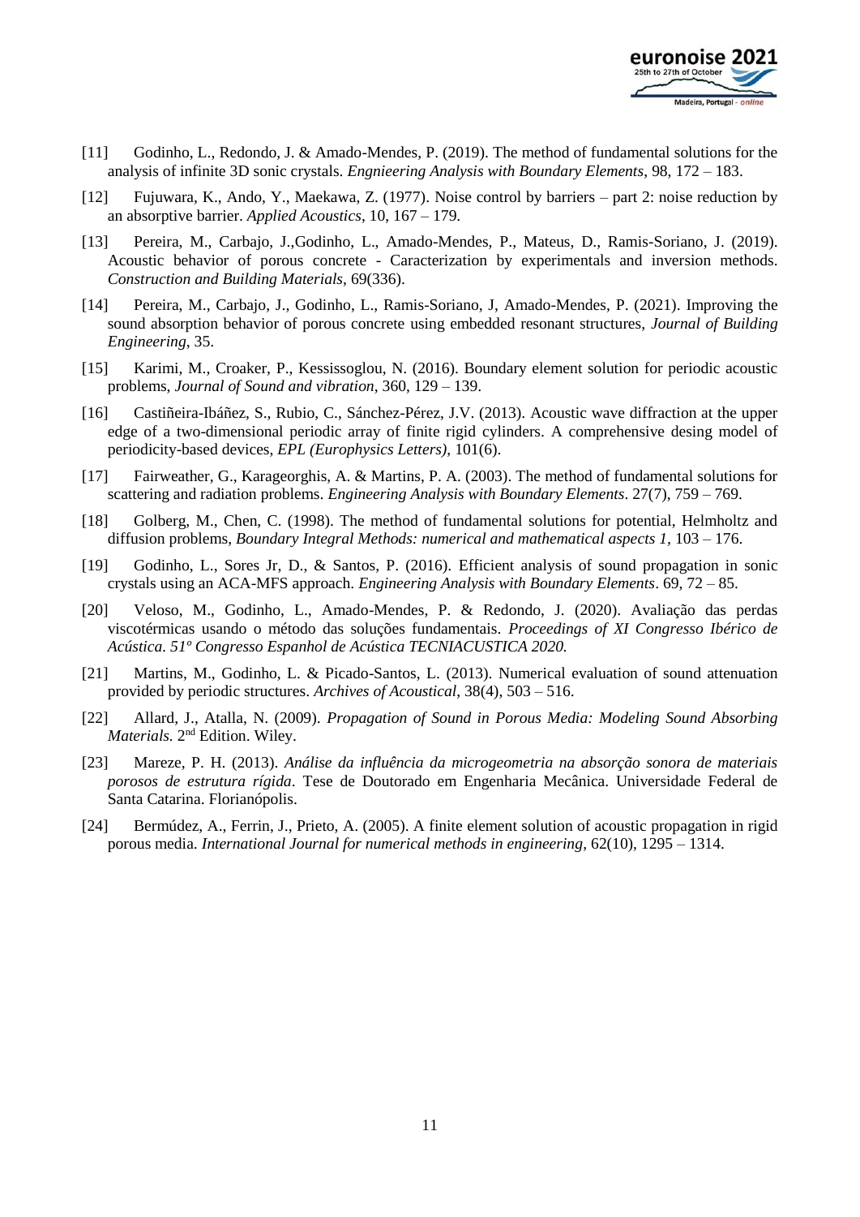[11] Godinho, L., Redondo, J. & Amado-Mendes, P. (2019). The method of fundamental solutions for the analysis of infinite 3D sonic crystals. *Engnieering Analysis with Boundary Elements*, 98, 172 – 183.

[12] Fujuwara, K., Ando, Y., Maekawa, Z. (1977). Noise control by barriers – part 2: noise reduction by an absorptive barrier. *Applied Acoustics*, 10, 167 – 179.

[13] Pereira, M., Carbajo, J.,Godinho, L., Amado-Mendes, P., Mateus, D., Ramis-Soriano, J. (2019). Acoustic behavior of porous concrete - Caracterization by experimentals and inversion methods. *Construction and Building Materials*, 69(336).

[14] Pereira, M., Carbajo, J., Godinho, L., Ramis-Soriano, J, Amado-Mendes, P. (2021). Improving the sound absorption behavior of porous concrete using embedded resonant structures, *Journal of Building Engineering*, 35.

[15] Karimi, M., Croaker, P., Kessissoglou, N. (2016). Boundary element solution for periodic acoustic problems, *Journal of Sound and vibration*, 360, 129 – 139.

[16] Castiñeira-Ibáñez, S., Rubio, C., Sánchez-Pérez, J.V. (2013). Acoustic wave diffraction at the upper edge of a two-dimensional periodic array of finite rigid cylinders. A comprehensive desing model of periodicity-based devices, *EPL (Europhysics Letters)*, 101(6).

[17] Fairweather, G., Karageorghis, A. & Martins, P. A. (2003). The method of fundamental solutions for scattering and radiation problems. *Engineering Analysis with Boundary Elements*. 27(7), 759 – 769.

[18] Golberg, M., Chen, C. (1998). The method of fundamental solutions for potential, Helmholtz and diffusion problems, *Boundary Integral Methods: numerical and mathematical aspects 1*, 103 – 176.

[19] Godinho, L., Sores Jr, D., & Santos, P. (2016). Efficient analysis of sound propagation in sonic crystals using an ACA-MFS approach. *Engineering Analysis with Boundary Elements*. 69, 72 – 85.

[20] Veloso, M., Godinho, L., Amado-Mendes, P. & Redondo, J. (2020). Avaliação das perdas viscotérmicas usando o método das soluções fundamentais. *Proceedings of XI Congresso Ibérico de Acústica. 51º Congresso Espanhol de Acústica TECNIACUSTICA 2020.*

[21] Martins, M., Godinho, L. & Picado-Santos, L. (2013). Numerical evaluation of sound attenuation provided by periodic structures. *Archives of Acoustical*, 38(4), 503 – 516.

[22] Allard, J., Atalla, N. (2009). *Propagation of Sound in Porous Media: Modeling Sound Absorbing Materials.* 2nd Edition. Wiley.

[23] Mareze, P. H. (2013). *Análise da influência da microgeometria na absorção sonora de materiais porosos de estrutura rígida*. Tese de Doutorado em Engenharia Mecânica. Universidade Federal de Santa Catarina. Florianópolis.

[24] Bermúdez, A., Ferrin, J., Prieto, A. (2005). A finite element solution of acoustic propagation in rigid porous media. *International Journal for numerical methods in engineering*, 62(10), 1295 – 1314.